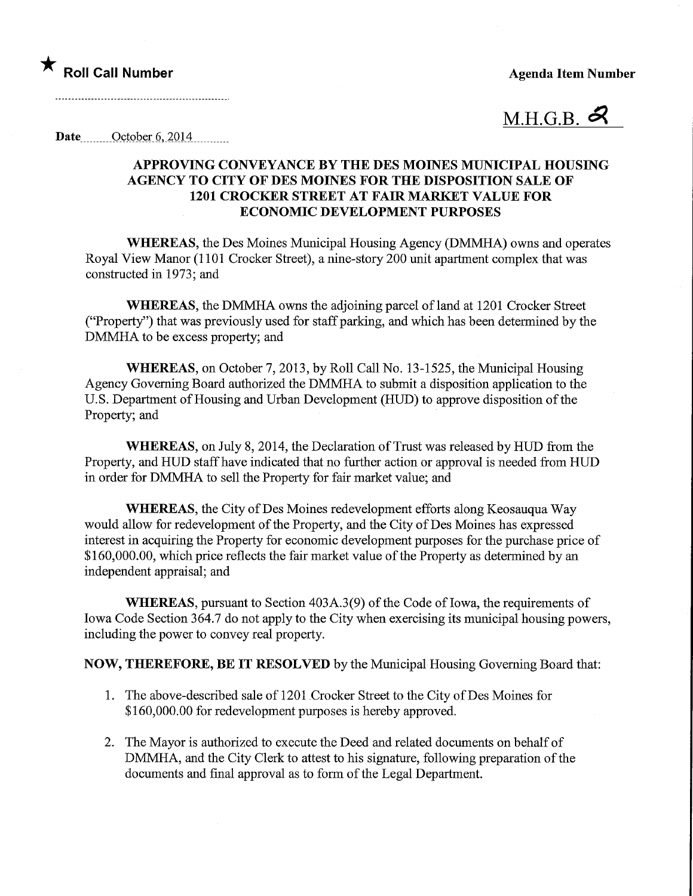★ **Roll Call Number**

**Agenda Item Number**

M.H.G.B. 2

**Date** October 6, 2014

## APPROVING CONVEYANCE BY THE DES MOINES MUNICIPAL HOUSING AGENCY TO CITY OF DES MOINES FOR THE DISPOSITION SALE OF 1201 CROCKER STREET AT FAIR MARKET VALUE FOR ECONOMIC DEVELOPMENT PURPOSES

**WHEREAS**, the Des Moines Municipal Housing Agency (DMMHA) owns and operates Royal View Manor (1101 Crocker Street), a nine-story 200 unit apartment complex that was constructed in 1973; and

**WHEREAS**, the DMMHA owns the adjoining parcel of land at 1201 Crocker Street ("Property") that was previously used for staff parking, and which has been determined by the DMMHA to be excess property; and

**WHEREAS**, on October 7, 2013, by Roll Call No. 13-1525, the Municipal Housing Agency Governing Board authorized the DMMHA to submit a disposition application to the U.S. Department of Housing and Urban Development (HUD) to approve disposition of the Property; and

**WHEREAS**, on July 8, 2014, the Declaration of Trust was released by HUD from the Property, and HUD staff have indicated that no further action or approval is needed from HUD in order for DMMHA to sell the Property for fair market value; and

**WHEREAS**, the City of Des Moines redevelopment efforts along Keosauqua Way would allow for redevelopment of the Property, and the City of Des Moines has expressed interest in acquiring the Property for economic development purposes for the purchase price of $160,000.00, which price reflects the fair market value of the Property as determined by an independent appraisal; and

**WHEREAS**, pursuant to Section 403A.3(9) of the Code of Iowa, the requirements of Iowa Code Section 364.7 do not apply to the City when exercising its municipal housing powers, including the power to convey real property.

**NOW, THEREFORE, BE IT RESOLVED** by the Municipal Housing Governing Board that:

1. The above-described sale of 1201 Crocker Street to the City of Des Moines for $160,000.00 for redevelopment purposes is hereby approved.
2. The Mayor is authorized to execute the Deed and related documents on behalf of DMMHA, and the City Clerk to attest to his signature, following preparation of the documents and final approval as to form of the Legal Department.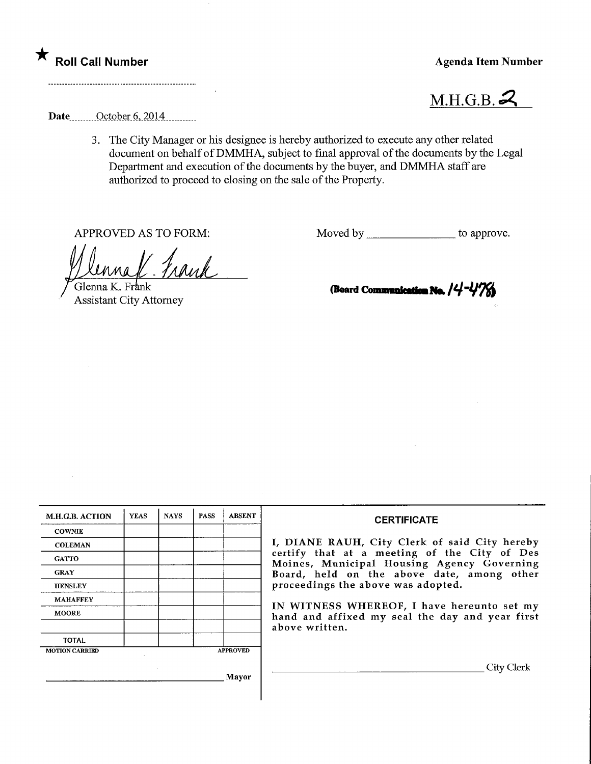★ **Roll Call Number**

..............................................................

**Agenda Item Number**

M.H.G.B. 2

**Date** October 6, 2014

3. The City Manager or his designee is hereby authorized to execute any other related document on behalf of DMMHA, subject to final approval of the documents by the Legal Department and execution of the documents by the buyer, and DMMHA staff are authorized to proceed to closing on the sale of the Property.

APPROVED AS TO FORM:

Glenna K. Frank
Assistant City Attorney

Moved by _______________ to approve.

**(Board Communication No. 14-478)**

| M.H.G.B. ACTION | YEAS | NAYS | PASS | ABSENT |
|---|---|---|---|---|
| COWNIE | | | | |
| COLEMAN | | | | |
| GATTO | | | | |
| GRAY | | | | |
| HENSLEY | | | | |
| MAHAFFEY | | | | |
| MOORE | | | | |
| | | | | |
| TOTAL | | | | |

MOTION CARRIED APPROVED

_________________________________ Mayor

**CERTIFICATE**

I, DIANE RAUH, City Clerk of said City hereby certify that at a meeting of the City of Des Moines, Municipal Housing Agency Governing Board, held on the above date, among other proceedings the above was adopted.

IN WITNESS WHEREOF, I have hereunto set my hand and affixed my seal the day and year first above written.

_________________________________ City Clerk